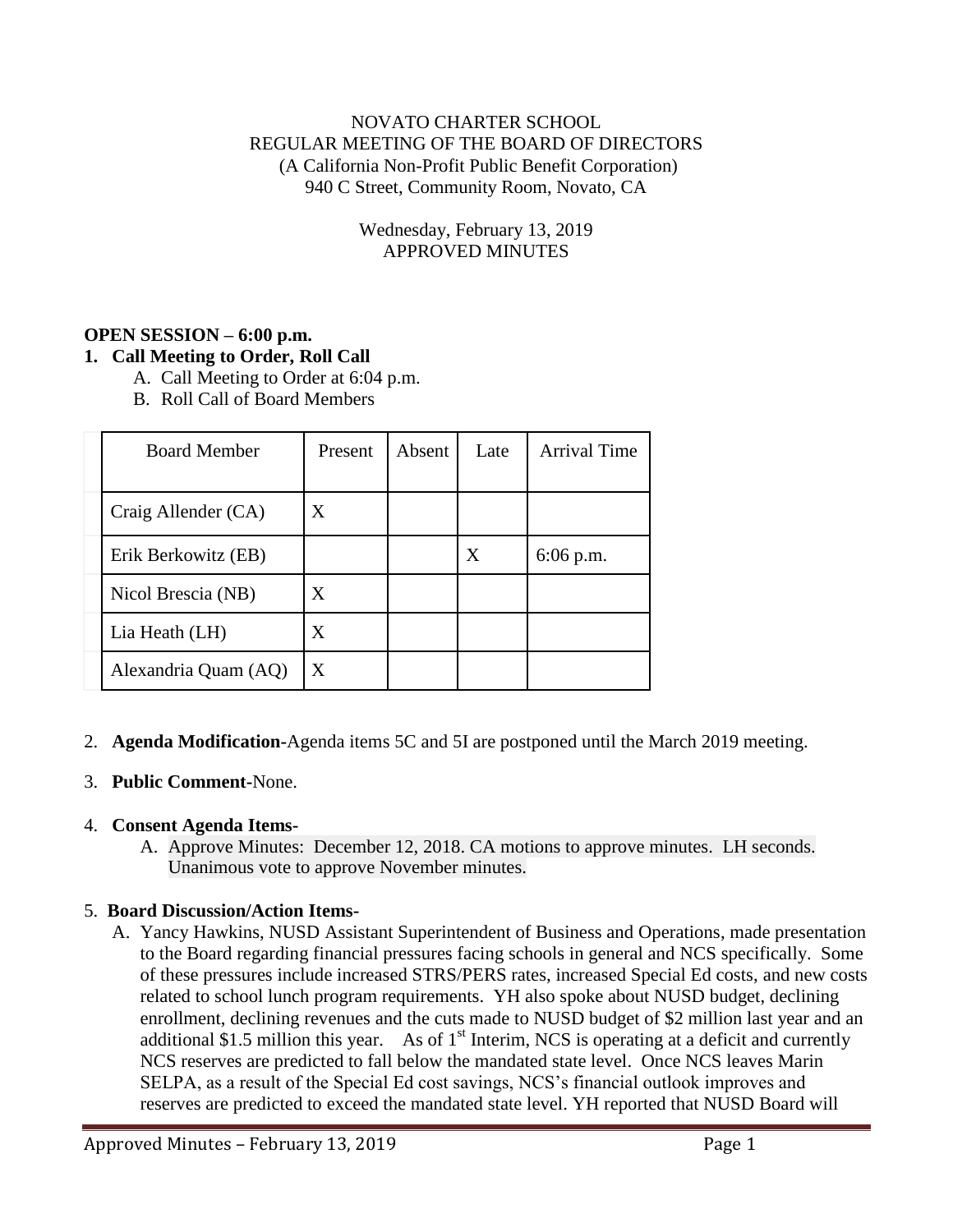NOVATO CHARTER SCHOOL
REGULAR MEETING OF THE BOARD OF DIRECTORS
(A California Non-Profit Public Benefit Corporation)
940 C Street, Community Room, Novato, CA

Wednesday, February 13, 2019
APPROVED MINUTES

**OPEN SESSION – 6:00 p.m.**

1. **Call Meeting to Order, Roll Call**
   A. Call Meeting to Order at 6:04 p.m.
   B. Roll Call of Board Members

| Board Member | Present | Absent | Late | Arrival Time |
|---|---|---|---|---|
| Craig Allender (CA) | X | | | |
| Erik Berkowitz (EB) | | | X | 6:06 p.m. |
| Nicol Brescia (NB) | X | | | |
| Lia Heath (LH) | X | | | |
| Alexandria Quam (AQ) | X | | | |

2. **Agenda Modification**-Agenda items 5C and 5I are postponed until the March 2019 meeting.

3. **Public Comment**-None.

4. **Consent Agenda Items-**
   A. Approve Minutes: December 12, 2018. CA motions to approve minutes. LH seconds. Unanimous vote to approve November minutes.

5. **Board Discussion/Action Items-**
   A. Yancy Hawkins, NUSD Assistant Superintendent of Business and Operations, made presentation to the Board regarding financial pressures facing schools in general and NCS specifically. Some of these pressures include increased STRS/PERS rates, increased Special Ed costs, and new costs related to school lunch program requirements. YH also spoke about NUSD budget, declining enrollment, declining revenues and the cuts made to NUSD budget of \$2 million last year and an additional \$1.5 million this year. As of 1st Interim, NCS is operating at a deficit and currently NCS reserves are predicted to fall below the mandated state level. Once NCS leaves Marin SELPA, as a result of the Special Ed cost savings, NCS's financial outlook improves and reserves are predicted to exceed the mandated state level. YH reported that NUSD Board will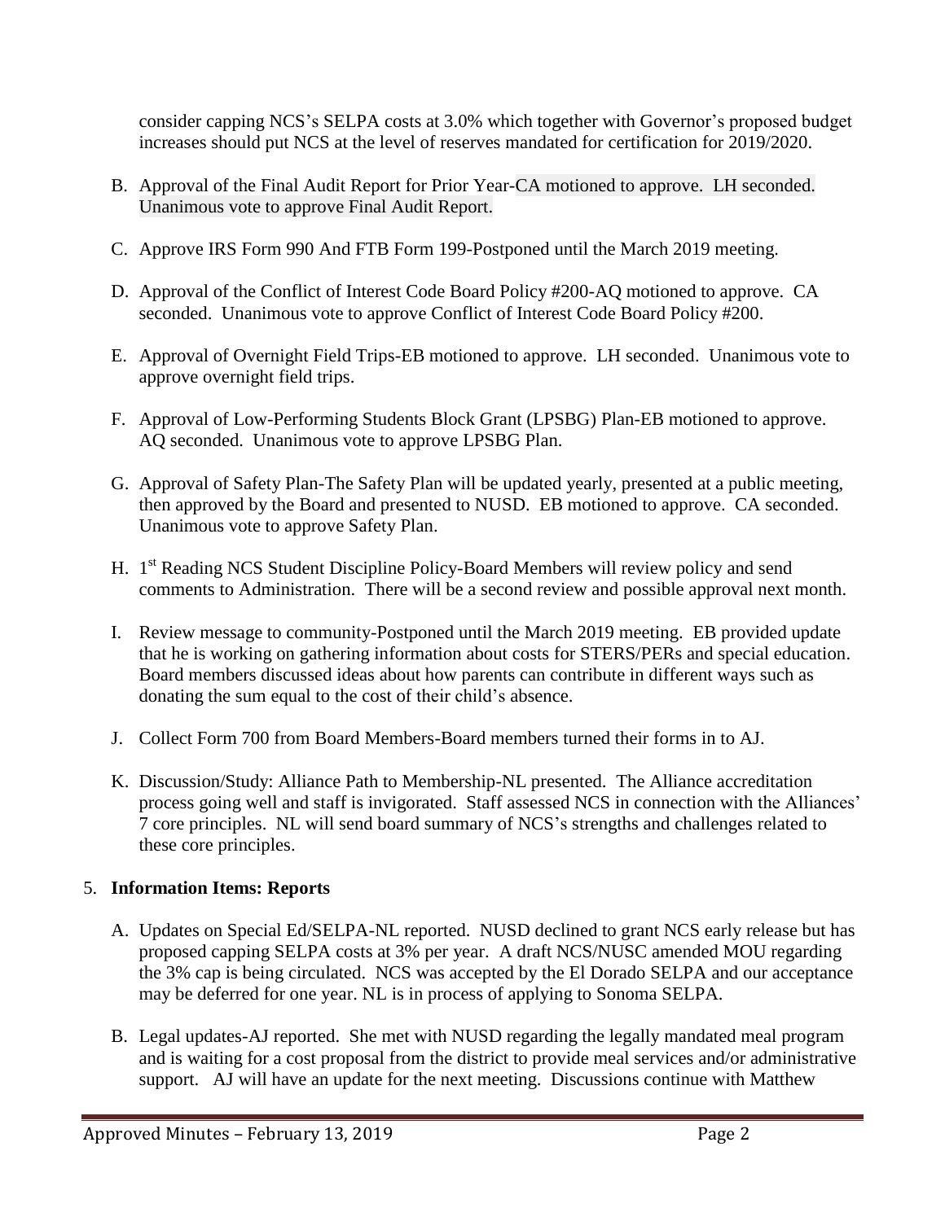consider capping NCS's SELPA costs at 3.0% which together with Governor's proposed budget increases should put NCS at the level of reserves mandated for certification for 2019/2020.

B. Approval of the Final Audit Report for Prior Year-CA motioned to approve. LH seconded. Unanimous vote to approve Final Audit Report.

C. Approve IRS Form 990 And FTB Form 199-Postponed until the March 2019 meeting.

D. Approval of the Conflict of Interest Code Board Policy #200-AQ motioned to approve. CA seconded. Unanimous vote to approve Conflict of Interest Code Board Policy #200.

E. Approval of Overnight Field Trips-EB motioned to approve. LH seconded. Unanimous vote to approve overnight field trips.

F. Approval of Low-Performing Students Block Grant (LPSBG) Plan-EB motioned to approve. AQ seconded. Unanimous vote to approve LPSBG Plan.

G. Approval of Safety Plan-The Safety Plan will be updated yearly, presented at a public meeting, then approved by the Board and presented to NUSD. EB motioned to approve. CA seconded. Unanimous vote to approve Safety Plan.

H. 1st Reading NCS Student Discipline Policy-Board Members will review policy and send comments to Administration. There will be a second review and possible approval next month.

I. Review message to community-Postponed until the March 2019 meeting. EB provided update that he is working on gathering information about costs for STERS/PERs and special education. Board members discussed ideas about how parents can contribute in different ways such as donating the sum equal to the cost of their child's absence.

J. Collect Form 700 from Board Members-Board members turned their forms in to AJ.

K. Discussion/Study: Alliance Path to Membership-NL presented. The Alliance accreditation process going well and staff is invigorated. Staff assessed NCS in connection with the Alliances' 7 core principles. NL will send board summary of NCS's strengths and challenges related to these core principles.

5. **Information Items: Reports**

A. Updates on Special Ed/SELPA-NL reported. NUSD declined to grant NCS early release but has proposed capping SELPA costs at 3% per year. A draft NCS/NUSC amended MOU regarding the 3% cap is being circulated. NCS was accepted by the El Dorado SELPA and our acceptance may be deferred for one year. NL is in process of applying to Sonoma SELPA.

B. Legal updates-AJ reported. She met with NUSD regarding the legally mandated meal program and is waiting for a cost proposal from the district to provide meal services and/or administrative support. AJ will have an update for the next meeting. Discussions continue with Matthew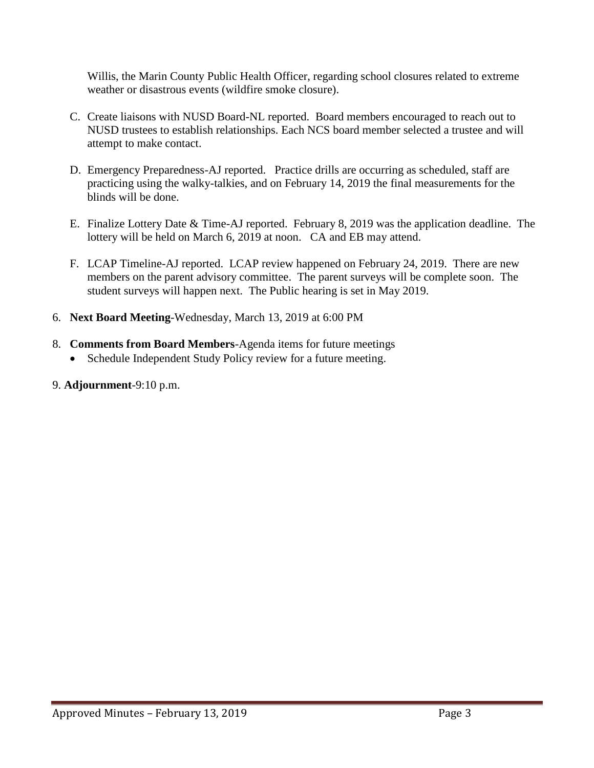Willis, the Marin County Public Health Officer, regarding school closures related to extreme weather or disastrous events (wildfire smoke closure).

C. Create liaisons with NUSD Board-NL reported. Board members encouraged to reach out to NUSD trustees to establish relationships. Each NCS board member selected a trustee and will attempt to make contact.

D. Emergency Preparedness-AJ reported. Practice drills are occurring as scheduled, staff are practicing using the walky-talkies, and on February 14, 2019 the final measurements for the blinds will be done.

E. Finalize Lottery Date & Time-AJ reported. February 8, 2019 was the application deadline. The lottery will be held on March 6, 2019 at noon. CA and EB may attend.

F. LCAP Timeline-AJ reported. LCAP review happened on February 24, 2019. There are new members on the parent advisory committee. The parent surveys will be complete soon. The student surveys will happen next. The Public hearing is set in May 2019.

6. **Next Board Meeting**-Wednesday, March 13, 2019 at 6:00 PM

8. **Comments from Board Members**-Agenda items for future meetings
   - Schedule Independent Study Policy review for a future meeting.

9. **Adjournment**-9:10 p.m.